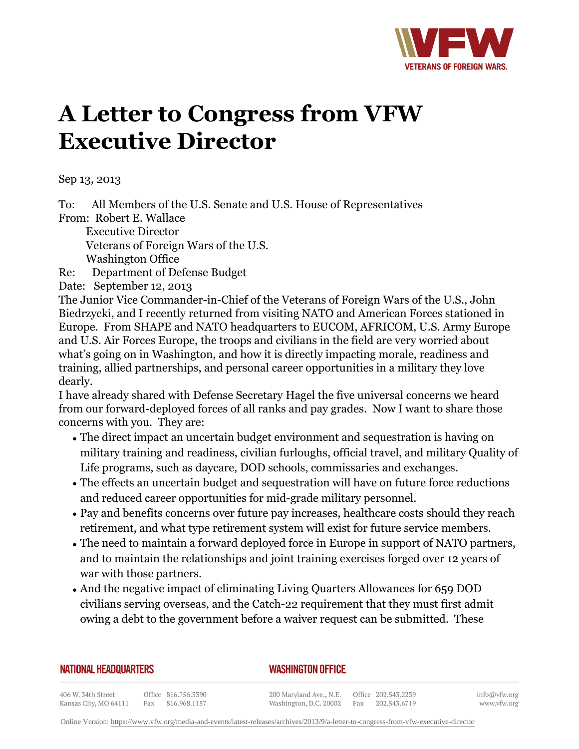# A Letter to Congress from VFW Executive Director

Sep 13, 2013

To: All Members of the U.S. Senate and U.S. House of Representatives
From: Robert E. Wallace
Executive Director
Veterans of Foreign Wars of the U.S.
Washington Office
Re: Department of Defense Budget
Date: September 12, 2013

The Junior Vice Commander-in-Chief of the Veterans of Foreign Wars of the U.S., John Biedrzycki, and I recently returned from visiting NATO and American Forces stationed in Europe. From SHAPE and NATO headquarters to EUCOM, AFRICOM, U.S. Army Europe and U.S. Air Forces Europe, the troops and civilians in the field are very worried about what's going on in Washington, and how it is directly impacting morale, readiness and training, allied partnerships, and personal career opportunities in a military they love dearly.

I have already shared with Defense Secretary Hagel the five universal concerns we heard from our forward-deployed forces of all ranks and pay grades. Now I want to share those concerns with you. They are:

- The direct impact an uncertain budget environment and sequestration is having on military training and readiness, civilian furloughs, official travel, and military Quality of Life programs, such as daycare, DOD schools, commissaries and exchanges.
- The effects an uncertain budget and sequestration will have on future force reductions and reduced career opportunities for mid-grade military personnel.
- Pay and benefits concerns over future pay increases, healthcare costs should they reach retirement, and what type retirement system will exist for future service members.
- The need to maintain a forward deployed force in Europe in support of NATO partners, and to maintain the relationships and joint training exercises forged over 12 years of war with those partners.
- And the negative impact of eliminating Living Quarters Allowances for 659 DOD civilians serving overseas, and the Catch-22 requirement that they must first admit owing a debt to the government before a waiver request can be submitted. These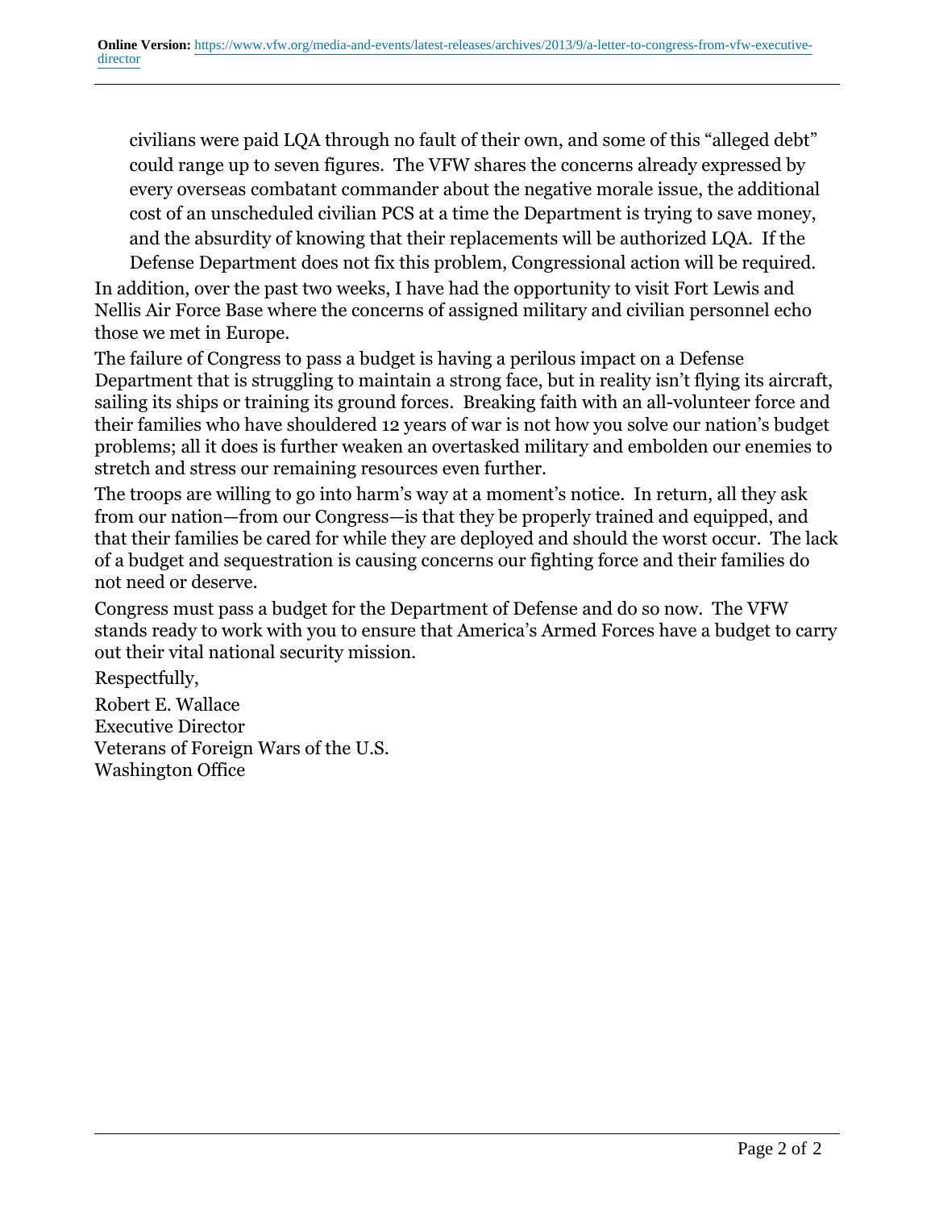civilians were paid LQA through no fault of their own, and some of this “alleged debt” could range up to seven figures. The VFW shares the concerns already expressed by every overseas combatant commander about the negative morale issue, the additional cost of an unscheduled civilian PCS at a time the Department is trying to save money, and the absurdity of knowing that their replacements will be authorized LQA. If the Defense Department does not fix this problem, Congressional action will be required.

In addition, over the past two weeks, I have had the opportunity to visit Fort Lewis and Nellis Air Force Base where the concerns of assigned military and civilian personnel echo those we met in Europe.

The failure of Congress to pass a budget is having a perilous impact on a Defense Department that is struggling to maintain a strong face, but in reality isn’t flying its aircraft, sailing its ships or training its ground forces. Breaking faith with an all-volunteer force and their families who have shouldered 12 years of war is not how you solve our nation’s budget problems; all it does is further weaken an overtasked military and embolden our enemies to stretch and stress our remaining resources even further.

The troops are willing to go into harm’s way at a moment’s notice. In return, all they ask from our nation—from our Congress—is that they be properly trained and equipped, and that their families be cared for while they are deployed and should the worst occur. The lack of a budget and sequestration is causing concerns our fighting force and their families do not need or deserve.

Congress must pass a budget for the Department of Defense and do so now. The VFW stands ready to work with you to ensure that America’s Armed Forces have a budget to carry out their vital national security mission.

Respectfully,

Robert E. Wallace
Executive Director
Veterans of Foreign Wars of the U.S.
Washington Office